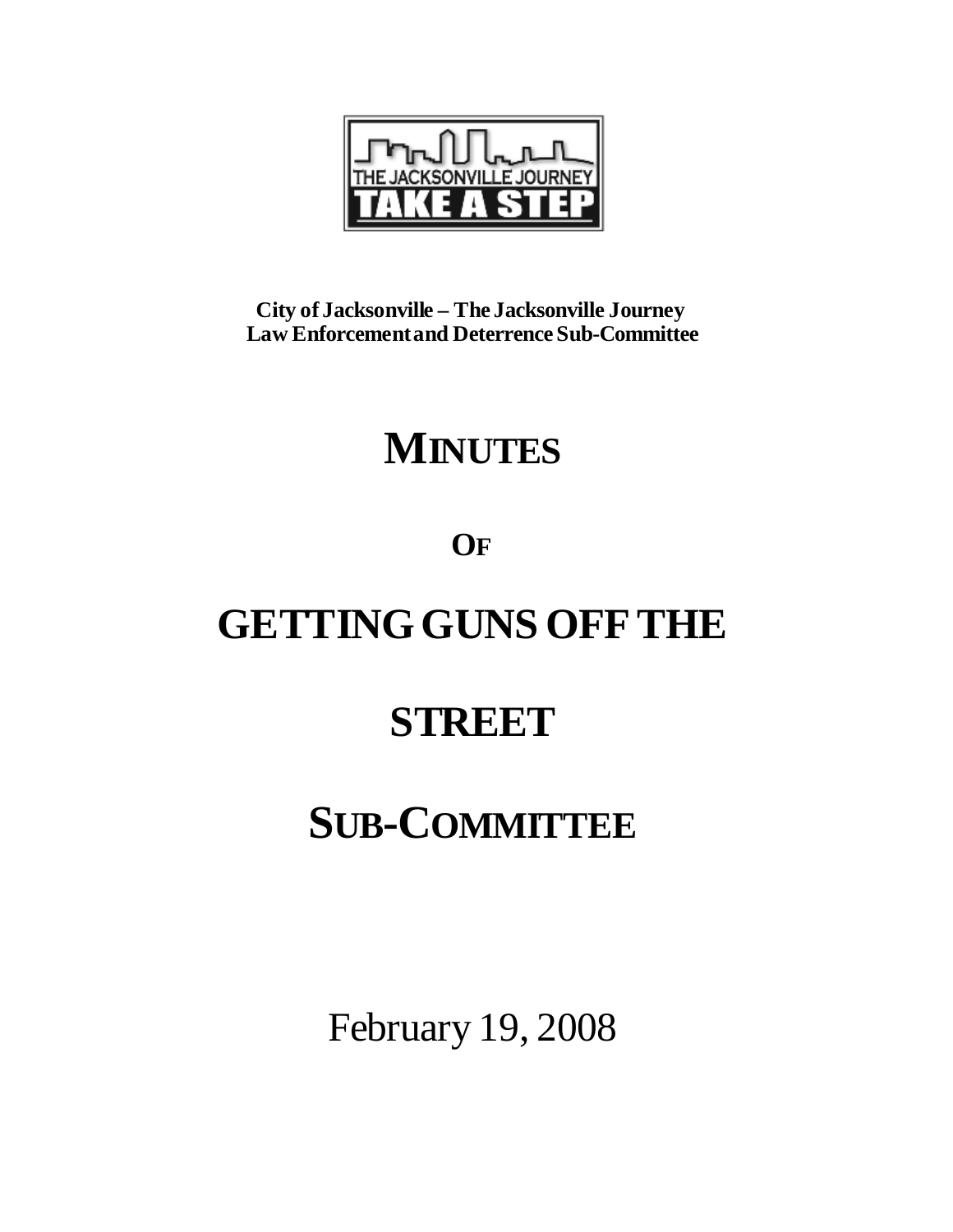THE JACKSONVILLE JOURNEY

TAKE A STEP

**City of Jacksonville – The Jacksonville Journey**
**Law Enforcement and Deterrence Sub-Committee**

# MINUTES

# OF

# GETTING GUNS OFF THE STREET

# SUB-COMMITTEE

February 19, 2008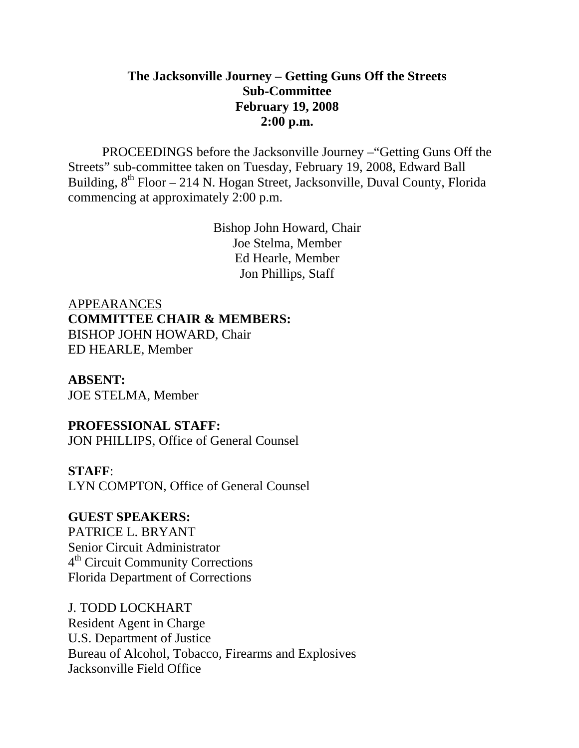**The Jacksonville Journey – Getting Guns Off the Streets**
**Sub-Committee**
**February 19, 2008**
**2:00 p.m.**

PROCEEDINGS before the Jacksonville Journey –“Getting Guns Off the Streets” sub-committee taken on Tuesday, February 19, 2008, Edward Ball Building, 8th Floor – 214 N. Hogan Street, Jacksonville, Duval County, Florida commencing at approximately 2:00 p.m.

Bishop John Howard, Chair
Joe Stelma, Member
Ed Hearle, Member
Jon Phillips, Staff

APPEARANCES

**COMMITTEE CHAIR & MEMBERS:**
BISHOP JOHN HOWARD, Chair
ED HEARLE, Member

**ABSENT:**
JOE STELMA, Member

**PROFESSIONAL STAFF:**
JON PHILLIPS, Office of General Counsel

**STAFF**:
LYN COMPTON, Office of General Counsel

**GUEST SPEAKERS:**
PATRICE L. BRYANT
Senior Circuit Administrator
4th Circuit Community Corrections
Florida Department of Corrections

J. TODD LOCKHART
Resident Agent in Charge
U.S. Department of Justice
Bureau of Alcohol, Tobacco, Firearms and Explosives
Jacksonville Field Office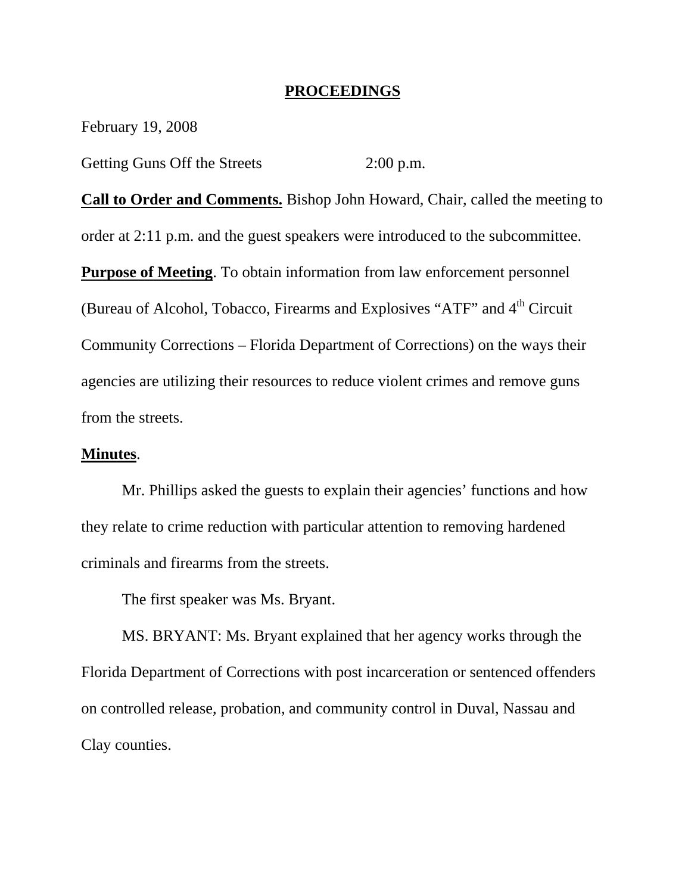# PROCEEDINGS

February 19, 2008

Getting Guns Off the Streets 2:00 p.m.

**Call to Order and Comments.** Bishop John Howard, Chair, called the meeting to order at 2:11 p.m. and the guest speakers were introduced to the subcommittee.

**Purpose of Meeting**. To obtain information from law enforcement personnel (Bureau of Alcohol, Tobacco, Firearms and Explosives "ATF" and 4th Circuit Community Corrections – Florida Department of Corrections) on the ways their agencies are utilizing their resources to reduce violent crimes and remove guns from the streets.

**Minutes**.

Mr. Phillips asked the guests to explain their agencies' functions and how they relate to crime reduction with particular attention to removing hardened criminals and firearms from the streets.

The first speaker was Ms. Bryant.

MS. BRYANT: Ms. Bryant explained that her agency works through the Florida Department of Corrections with post incarceration or sentenced offenders on controlled release, probation, and community control in Duval, Nassau and Clay counties.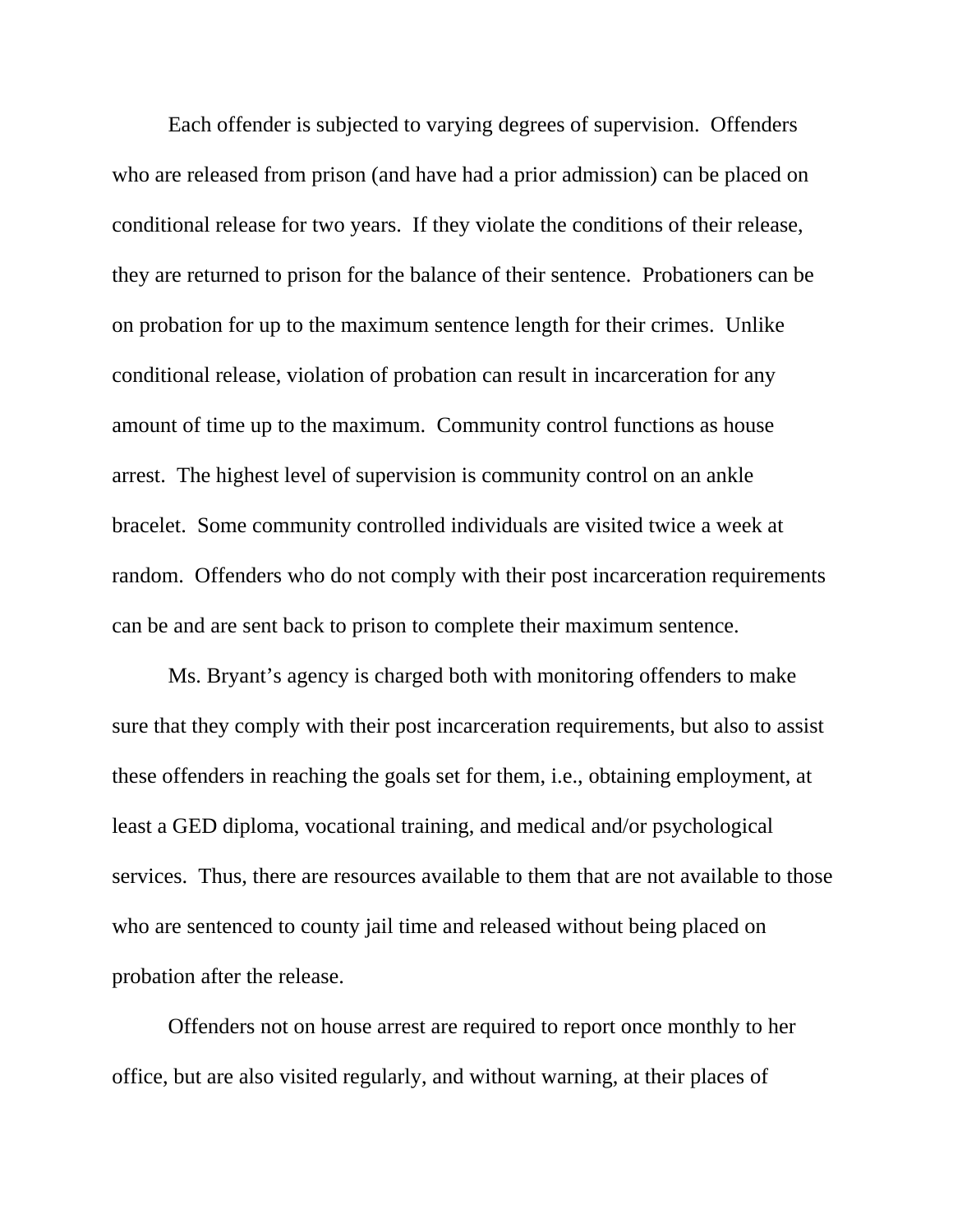Each offender is subjected to varying degrees of supervision. Offenders who are released from prison (and have had a prior admission) can be placed on conditional release for two years. If they violate the conditions of their release, they are returned to prison for the balance of their sentence. Probationers can be on probation for up to the maximum sentence length for their crimes. Unlike conditional release, violation of probation can result in incarceration for any amount of time up to the maximum. Community control functions as house arrest. The highest level of supervision is community control on an ankle bracelet. Some community controlled individuals are visited twice a week at random. Offenders who do not comply with their post incarceration requirements can be and are sent back to prison to complete their maximum sentence.

Ms. Bryant's agency is charged both with monitoring offenders to make sure that they comply with their post incarceration requirements, but also to assist these offenders in reaching the goals set for them, i.e., obtaining employment, at least a GED diploma, vocational training, and medical and/or psychological services. Thus, there are resources available to them that are not available to those who are sentenced to county jail time and released without being placed on probation after the release.

Offenders not on house arrest are required to report once monthly to her office, but are also visited regularly, and without warning, at their places of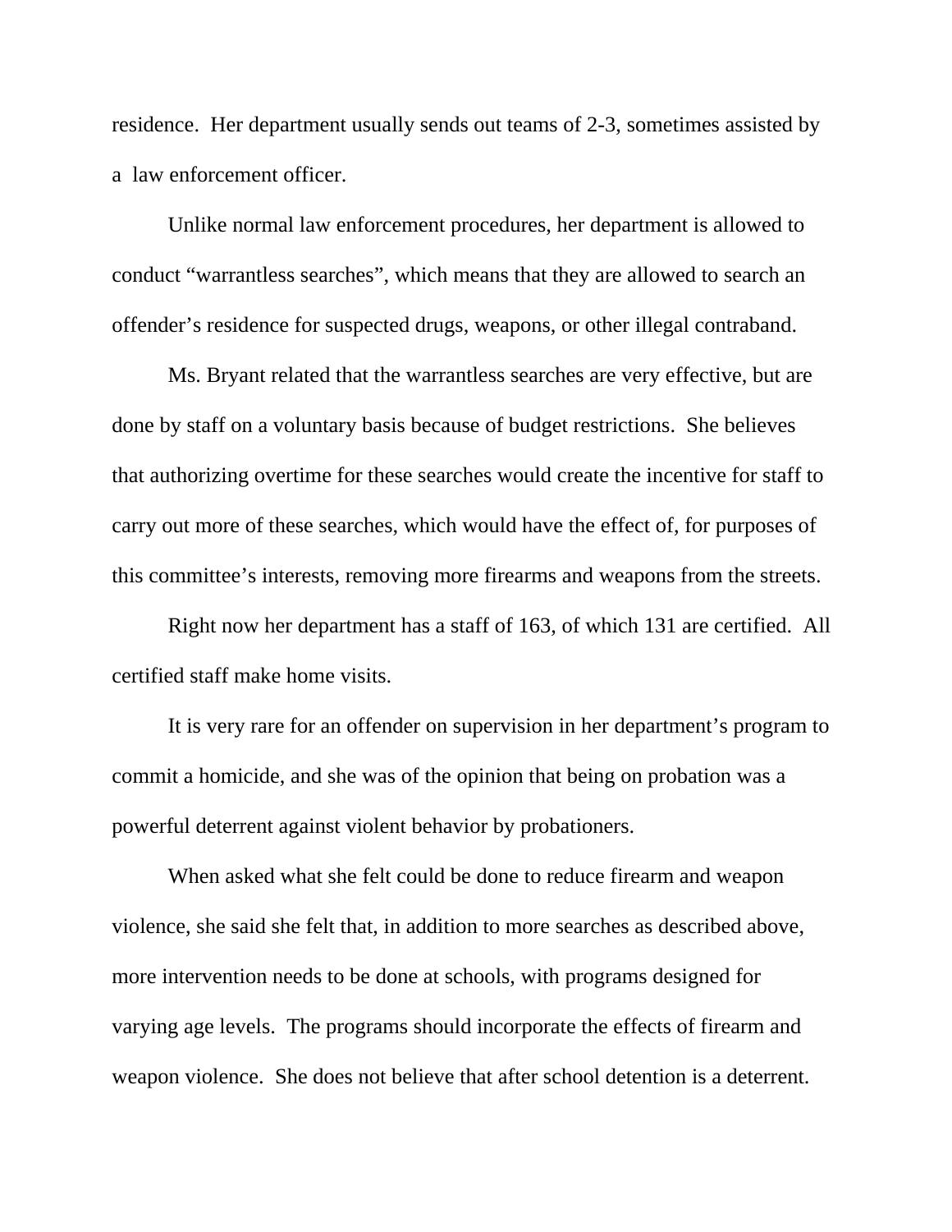residence. Her department usually sends out teams of 2-3, sometimes assisted by a law enforcement officer.

Unlike normal law enforcement procedures, her department is allowed to conduct "warrantless searches", which means that they are allowed to search an offender's residence for suspected drugs, weapons, or other illegal contraband.

Ms. Bryant related that the warrantless searches are very effective, but are done by staff on a voluntary basis because of budget restrictions. She believes that authorizing overtime for these searches would create the incentive for staff to carry out more of these searches, which would have the effect of, for purposes of this committee's interests, removing more firearms and weapons from the streets.

Right now her department has a staff of 163, of which 131 are certified. All certified staff make home visits.

It is very rare for an offender on supervision in her department's program to commit a homicide, and she was of the opinion that being on probation was a powerful deterrent against violent behavior by probationers.

When asked what she felt could be done to reduce firearm and weapon violence, she said she felt that, in addition to more searches as described above, more intervention needs to be done at schools, with programs designed for varying age levels. The programs should incorporate the effects of firearm and weapon violence. She does not believe that after school detention is a deterrent.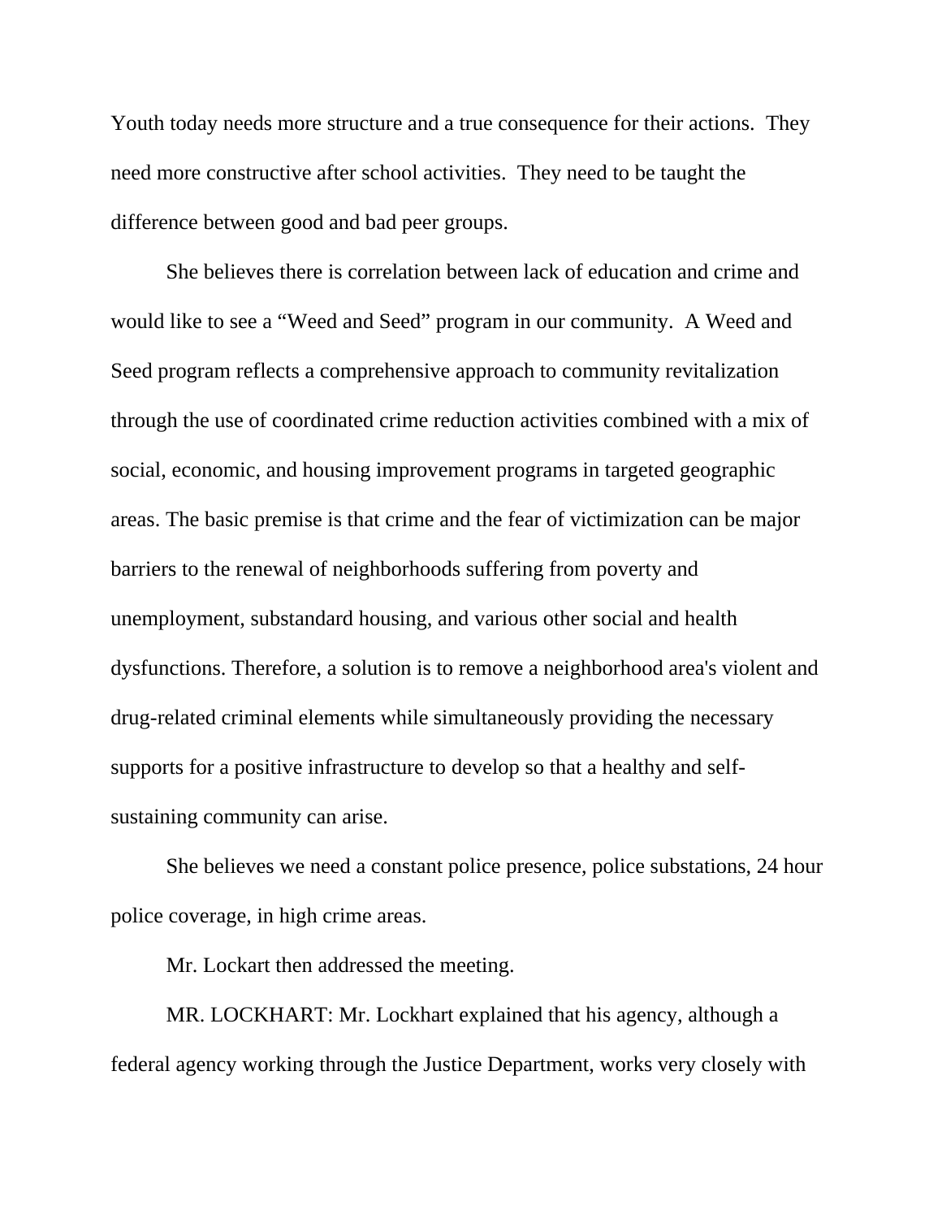Youth today needs more structure and a true consequence for their actions. They need more constructive after school activities. They need to be taught the difference between good and bad peer groups.

She believes there is correlation between lack of education and crime and would like to see a "Weed and Seed" program in our community. A Weed and Seed program reflects a comprehensive approach to community revitalization through the use of coordinated crime reduction activities combined with a mix of social, economic, and housing improvement programs in targeted geographic areas. The basic premise is that crime and the fear of victimization can be major barriers to the renewal of neighborhoods suffering from poverty and unemployment, substandard housing, and various other social and health dysfunctions. Therefore, a solution is to remove a neighborhood area's violent and drug-related criminal elements while simultaneously providing the necessary supports for a positive infrastructure to develop so that a healthy and self-sustaining community can arise.

She believes we need a constant police presence, police substations, 24 hour police coverage, in high crime areas.

Mr. Lockart then addressed the meeting.

MR. LOCKHART: Mr. Lockhart explained that his agency, although a federal agency working through the Justice Department, works very closely with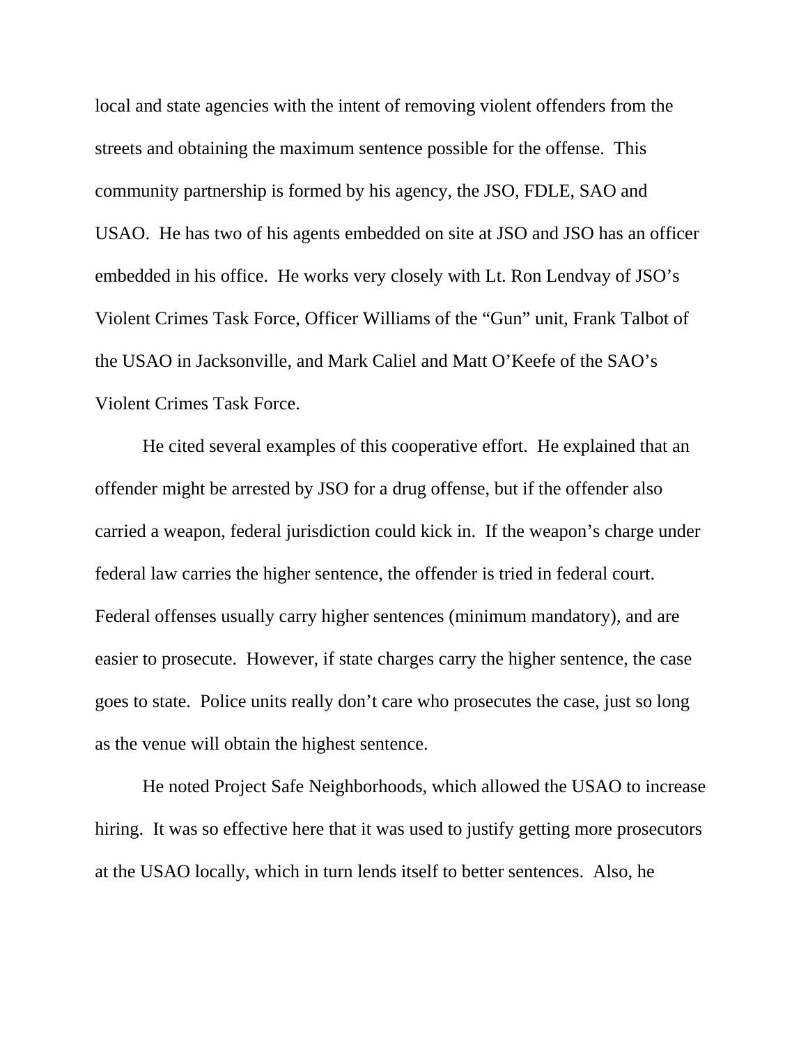local and state agencies with the intent of removing violent offenders from the streets and obtaining the maximum sentence possible for the offense. This community partnership is formed by his agency, the JSO, FDLE, SAO and USAO. He has two of his agents embedded on site at JSO and JSO has an officer embedded in his office. He works very closely with Lt. Ron Lendvay of JSO's Violent Crimes Task Force, Officer Williams of the "Gun" unit, Frank Talbot of the USAO in Jacksonville, and Mark Caliel and Matt O'Keefe of the SAO's Violent Crimes Task Force.

He cited several examples of this cooperative effort. He explained that an offender might be arrested by JSO for a drug offense, but if the offender also carried a weapon, federal jurisdiction could kick in. If the weapon's charge under federal law carries the higher sentence, the offender is tried in federal court. Federal offenses usually carry higher sentences (minimum mandatory), and are easier to prosecute. However, if state charges carry the higher sentence, the case goes to state. Police units really don't care who prosecutes the case, just so long as the venue will obtain the highest sentence.

He noted Project Safe Neighborhoods, which allowed the USAO to increase hiring. It was so effective here that it was used to justify getting more prosecutors at the USAO locally, which in turn lends itself to better sentences. Also, he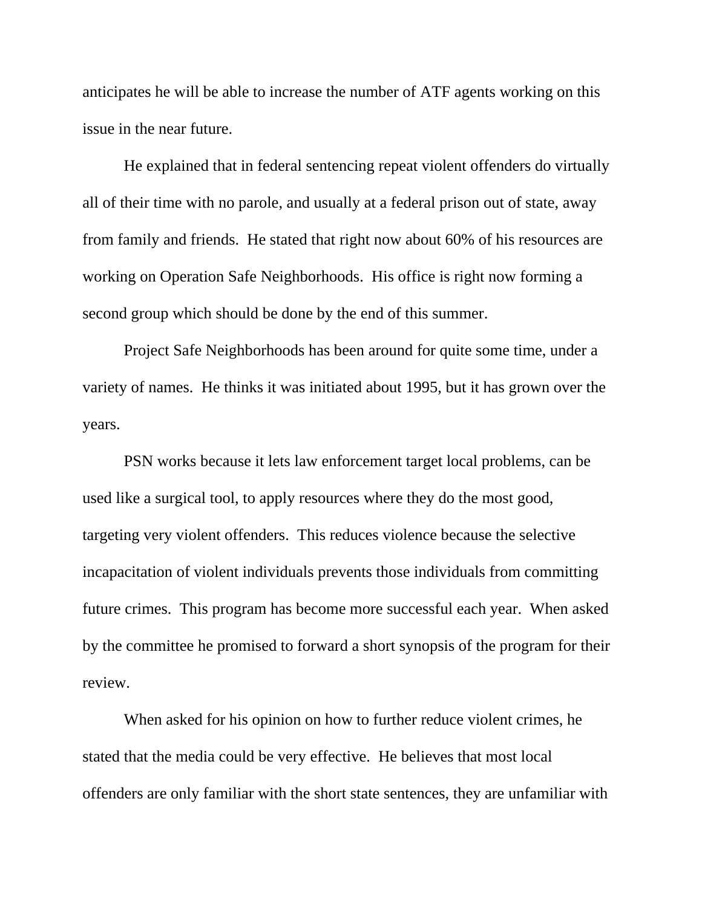anticipates he will be able to increase the number of ATF agents working on this issue in the near future.

He explained that in federal sentencing repeat violent offenders do virtually all of their time with no parole, and usually at a federal prison out of state, away from family and friends. He stated that right now about 60% of his resources are working on Operation Safe Neighborhoods. His office is right now forming a second group which should be done by the end of this summer.

Project Safe Neighborhoods has been around for quite some time, under a variety of names. He thinks it was initiated about 1995, but it has grown over the years.

PSN works because it lets law enforcement target local problems, can be used like a surgical tool, to apply resources where they do the most good, targeting very violent offenders. This reduces violence because the selective incapacitation of violent individuals prevents those individuals from committing future crimes. This program has become more successful each year. When asked by the committee he promised to forward a short synopsis of the program for their review.

When asked for his opinion on how to further reduce violent crimes, he stated that the media could be very effective. He believes that most local offenders are only familiar with the short state sentences, they are unfamiliar with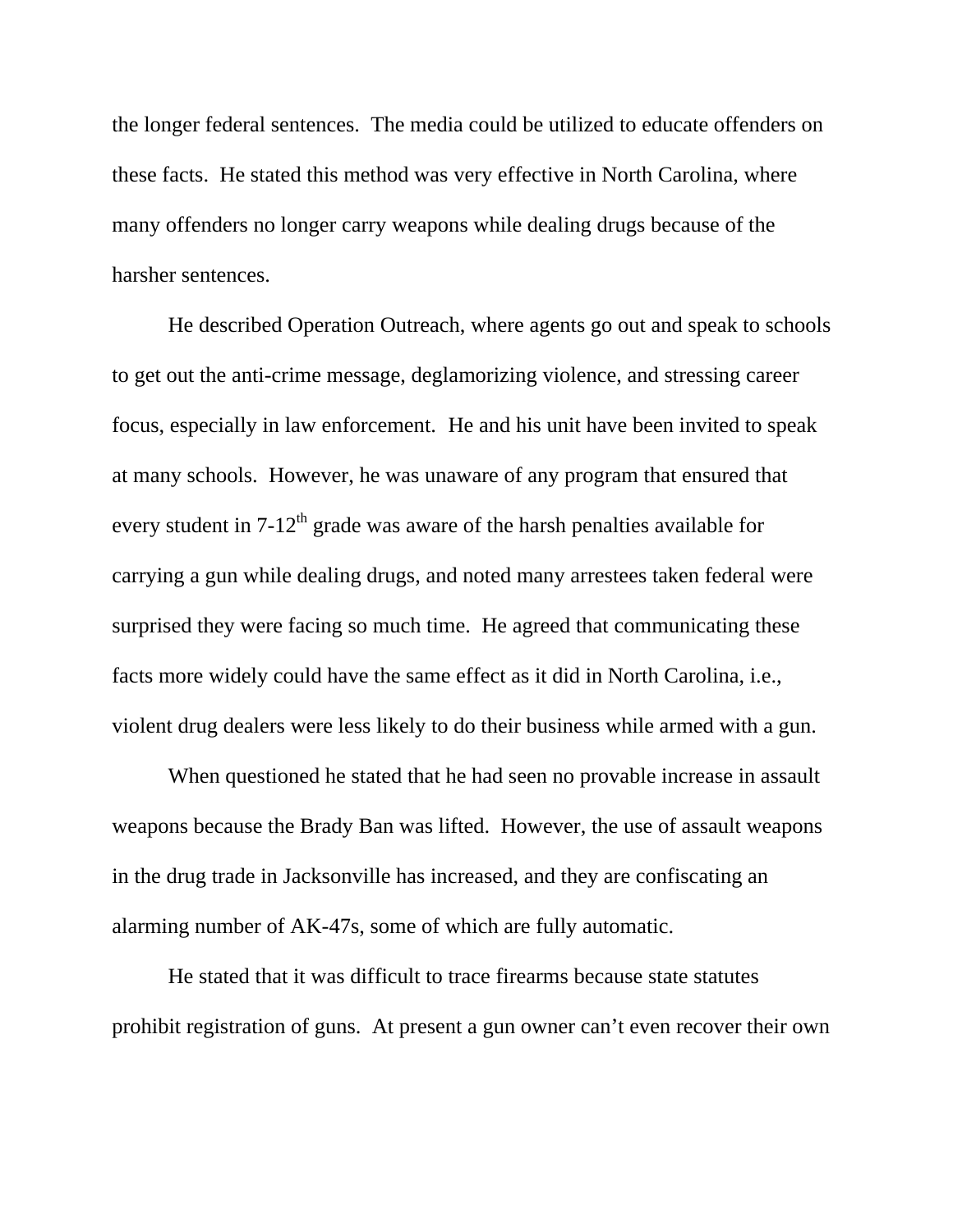the longer federal sentences. The media could be utilized to educate offenders on these facts. He stated this method was very effective in North Carolina, where many offenders no longer carry weapons while dealing drugs because of the harsher sentences.

He described Operation Outreach, where agents go out and speak to schools to get out the anti-crime message, deglamorizing violence, and stressing career focus, especially in law enforcement. He and his unit have been invited to speak at many schools. However, he was unaware of any program that ensured that every student in 7-12th grade was aware of the harsh penalties available for carrying a gun while dealing drugs, and noted many arrestees taken federal were surprised they were facing so much time. He agreed that communicating these facts more widely could have the same effect as it did in North Carolina, i.e., violent drug dealers were less likely to do their business while armed with a gun.

When questioned he stated that he had seen no provable increase in assault weapons because the Brady Ban was lifted. However, the use of assault weapons in the drug trade in Jacksonville has increased, and they are confiscating an alarming number of AK-47s, some of which are fully automatic.

He stated that it was difficult to trace firearms because state statutes prohibit registration of guns. At present a gun owner can't even recover their own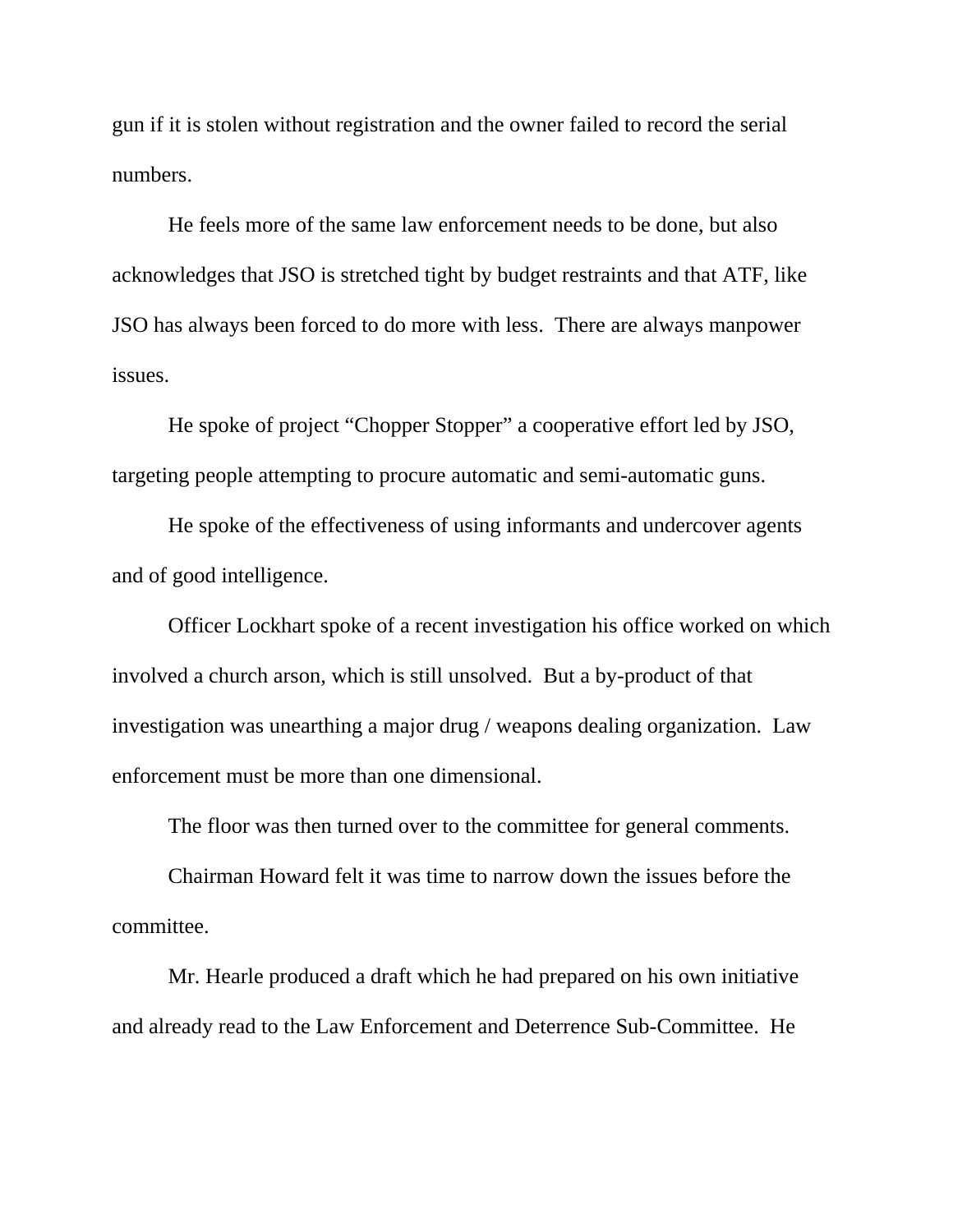gun if it is stolen without registration and the owner failed to record the serial numbers.

He feels more of the same law enforcement needs to be done, but also acknowledges that JSO is stretched tight by budget restraints and that ATF, like JSO has always been forced to do more with less. There are always manpower issues.

He spoke of project "Chopper Stopper" a cooperative effort led by JSO, targeting people attempting to procure automatic and semi-automatic guns.

He spoke of the effectiveness of using informants and undercover agents and of good intelligence.

Officer Lockhart spoke of a recent investigation his office worked on which involved a church arson, which is still unsolved. But a by-product of that investigation was unearthing a major drug / weapons dealing organization. Law enforcement must be more than one dimensional.

The floor was then turned over to the committee for general comments.

Chairman Howard felt it was time to narrow down the issues before the committee.

Mr. Hearle produced a draft which he had prepared on his own initiative and already read to the Law Enforcement and Deterrence Sub-Committee. He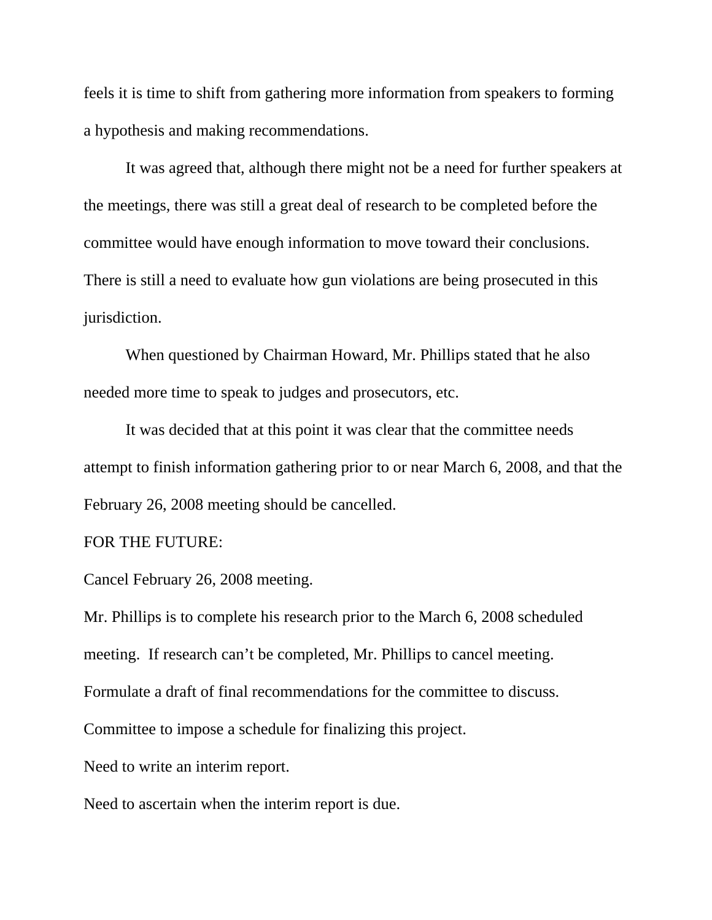feels it is time to shift from gathering more information from speakers to forming a hypothesis and making recommendations.

It was agreed that, although there might not be a need for further speakers at the meetings, there was still a great deal of research to be completed before the committee would have enough information to move toward their conclusions. There is still a need to evaluate how gun violations are being prosecuted in this jurisdiction.

When questioned by Chairman Howard, Mr. Phillips stated that he also needed more time to speak to judges and prosecutors, etc.

It was decided that at this point it was clear that the committee needs attempt to finish information gathering prior to or near March 6, 2008, and that the February 26, 2008 meeting should be cancelled.

FOR THE FUTURE:

Cancel February 26, 2008 meeting.

Mr. Phillips is to complete his research prior to the March 6, 2008 scheduled meeting. If research can't be completed, Mr. Phillips to cancel meeting.

Formulate a draft of final recommendations for the committee to discuss.

Committee to impose a schedule for finalizing this project.

Need to write an interim report.

Need to ascertain when the interim report is due.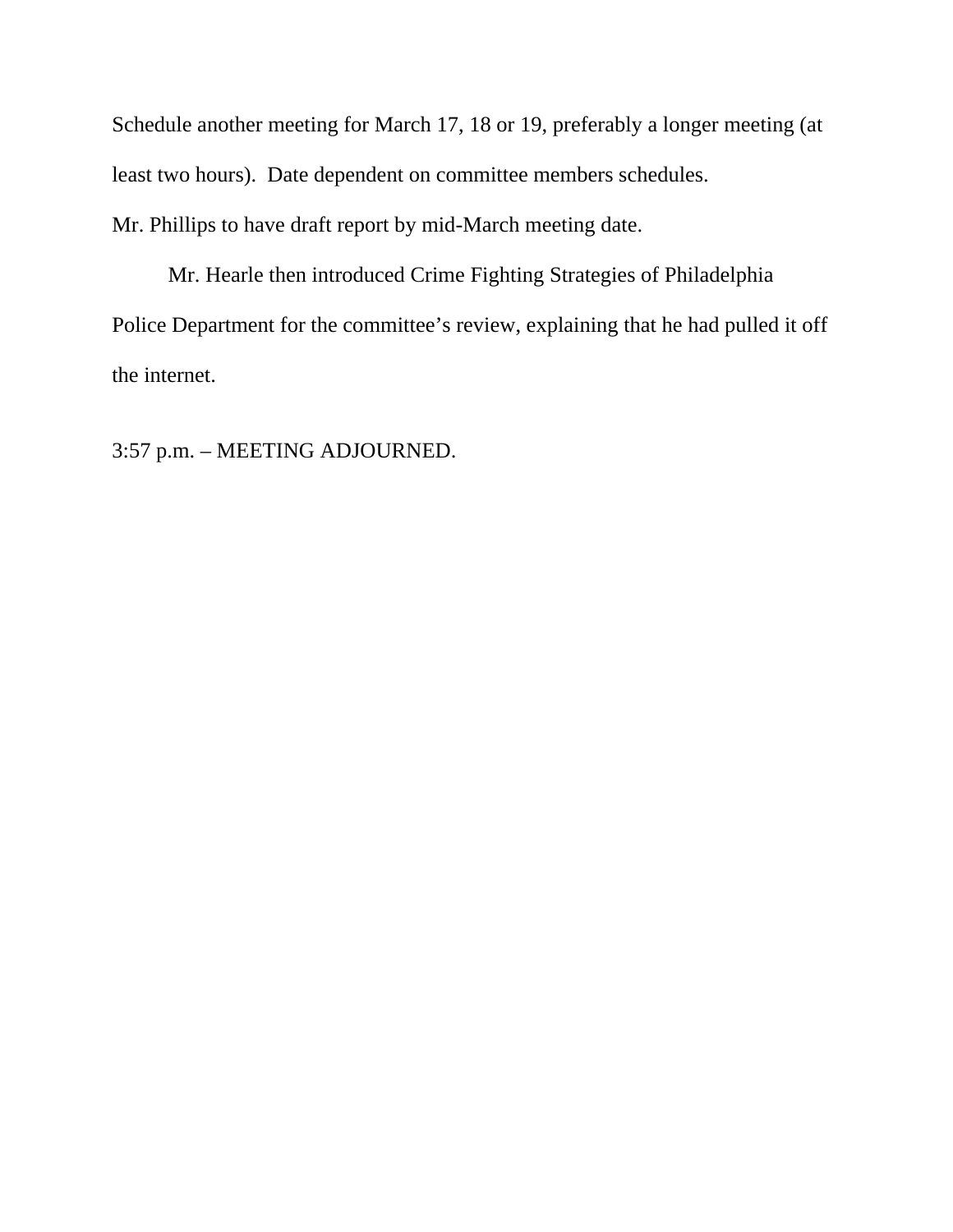Schedule another meeting for March 17, 18 or 19, preferably a longer meeting (at least two hours). Date dependent on committee members schedules.

Mr. Phillips to have draft report by mid-March meeting date.

Mr. Hearle then introduced Crime Fighting Strategies of Philadelphia Police Department for the committee's review, explaining that he had pulled it off the internet.

3:57 p.m. – MEETING ADJOURNED.